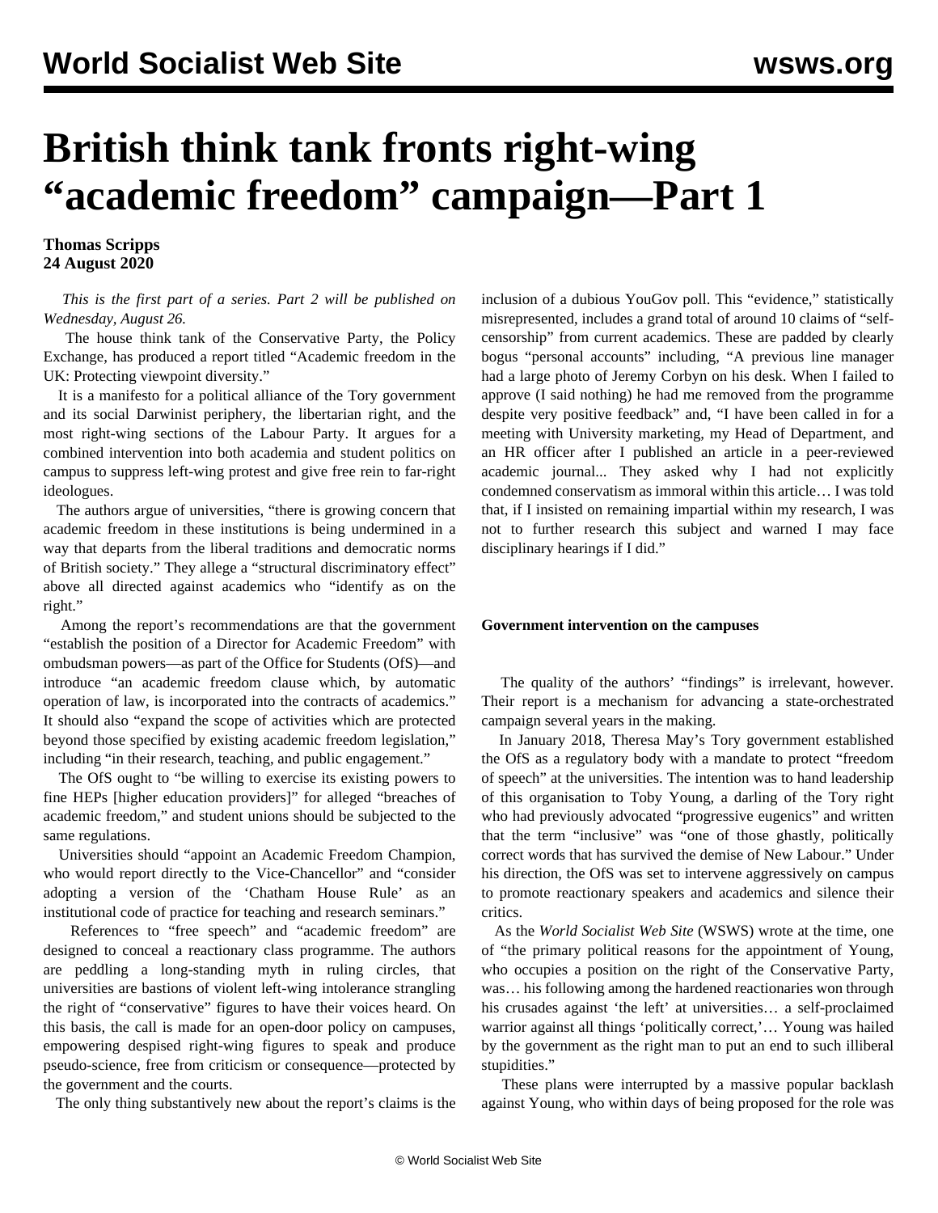# British think tank fronts right-wing "academic freedom" campaign—Part 1

**Thomas Scripps**
**24 August 2020**

*This is the first part of a series. Part 2 will be published on Wednesday, August 26.*

The house think tank of the Conservative Party, the Policy Exchange, has produced a report titled "Academic freedom in the UK: Protecting viewpoint diversity."

It is a manifesto for a political alliance of the Tory government and its social Darwinist periphery, the libertarian right, and the most right-wing sections of the Labour Party. It argues for a combined intervention into both academia and student politics on campus to suppress left-wing protest and give free rein to far-right ideologues.

The authors argue of universities, "there is growing concern that academic freedom in these institutions is being undermined in a way that departs from the liberal traditions and democratic norms of British society." They allege a "structural discriminatory effect" above all directed against academics who "identify as on the right."

Among the report's recommendations are that the government "establish the position of a Director for Academic Freedom" with ombudsman powers—as part of the Office for Students (OfS)—and introduce "an academic freedom clause which, by automatic operation of law, is incorporated into the contracts of academics." It should also "expand the scope of activities which are protected beyond those specified by existing academic freedom legislation," including "in their research, teaching, and public engagement."

The OfS ought to "be willing to exercise its existing powers to fine HEPs [higher education providers]" for alleged "breaches of academic freedom," and student unions should be subjected to the same regulations.

Universities should "appoint an Academic Freedom Champion, who would report directly to the Vice-Chancellor" and "consider adopting a version of the 'Chatham House Rule' as an institutional code of practice for teaching and research seminars."

References to "free speech" and "academic freedom" are designed to conceal a reactionary class programme. The authors are peddling a long-standing myth in ruling circles, that universities are bastions of violent left-wing intolerance strangling the right of "conservative" figures to have their voices heard. On this basis, the call is made for an open-door policy on campuses, empowering despised right-wing figures to speak and produce pseudo-science, free from criticism or consequence—protected by the government and the courts.

The only thing substantively new about the report's claims is the inclusion of a dubious YouGov poll. This "evidence," statistically misrepresented, includes a grand total of around 10 claims of "self-censorship" from current academics. These are padded by clearly bogus "personal accounts" including, "A previous line manager had a large photo of Jeremy Corbyn on his desk. When I failed to approve (I said nothing) he had me removed from the programme despite very positive feedback" and, "I have been called in for a meeting with University marketing, my Head of Department, and an HR officer after I published an article in a peer-reviewed academic journal... They asked why I had not explicitly condemned conservatism as immoral within this article… I was told that, if I insisted on remaining impartial within my research, I was not to further research this subject and warned I may face disciplinary hearings if I did."

**Government intervention on the campuses**

The quality of the authors' "findings" is irrelevant, however. Their report is a mechanism for advancing a state-orchestrated campaign several years in the making.

In January 2018, Theresa May's Tory government established the OfS as a regulatory body with a mandate to protect "freedom of speech" at the universities. The intention was to hand leadership of this organisation to Toby Young, a darling of the Tory right who had previously advocated "progressive eugenics" and written that the term "inclusive" was "one of those ghastly, politically correct words that has survived the demise of New Labour." Under his direction, the OfS was set to intervene aggressively on campus to promote reactionary speakers and academics and silence their critics.

As the *World Socialist Web Site* (WSWS) wrote at the time, one of "the primary political reasons for the appointment of Young, who occupies a position on the right of the Conservative Party, was… his following among the hardened reactionaries won through his crusades against 'the left' at universities… a self-proclaimed warrior against all things 'politically correct,'… Young was hailed by the government as the right man to put an end to such illiberal stupidities."

These plans were interrupted by a massive popular backlash against Young, who within days of being proposed for the role was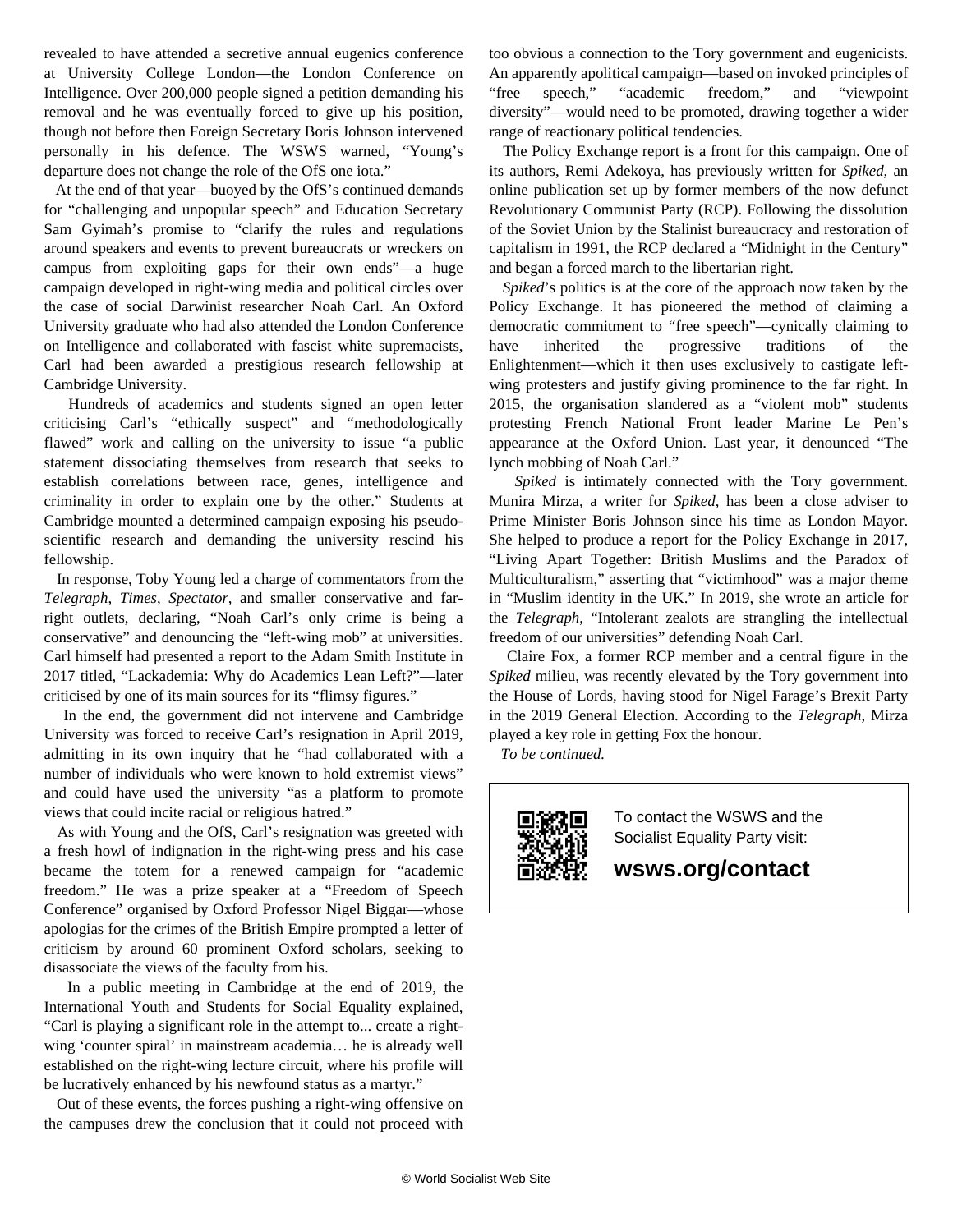revealed to have attended a secretive annual eugenics conference at University College London—the London Conference on Intelligence. Over 200,000 people signed a petition demanding his removal and he was eventually forced to give up his position, though not before then Foreign Secretary Boris Johnson intervened personally in his defence. The WSWS warned, "Young's departure does not change the role of the OfS one iota."

At the end of that year—buoyed by the OfS's continued demands for "challenging and unpopular speech" and Education Secretary Sam Gyimah's promise to "clarify the rules and regulations around speakers and events to prevent bureaucrats or wreckers on campus from exploiting gaps for their own ends"—a huge campaign developed in right-wing media and political circles over the case of social Darwinist researcher Noah Carl. An Oxford University graduate who had also attended the London Conference on Intelligence and collaborated with fascist white supremacists, Carl had been awarded a prestigious research fellowship at Cambridge University.

Hundreds of academics and students signed an open letter criticising Carl's "ethically suspect" and "methodologically flawed" work and calling on the university to issue "a public statement dissociating themselves from research that seeks to establish correlations between race, genes, intelligence and criminality in order to explain one by the other." Students at Cambridge mounted a determined campaign exposing his pseudo-scientific research and demanding the university rescind his fellowship.

In response, Toby Young led a charge of commentators from the *Telegraph*, *Times*, *Spectator*, and smaller conservative and far-right outlets, declaring, "Noah Carl's only crime is being a conservative" and denouncing the "left-wing mob" at universities. Carl himself had presented a report to the Adam Smith Institute in 2017 titled, "Lackademia: Why do Academics Lean Left?"—later criticised by one of its main sources for its "flimsy figures."

In the end, the government did not intervene and Cambridge University was forced to receive Carl's resignation in April 2019, admitting in its own inquiry that he "had collaborated with a number of individuals who were known to hold extremist views" and could have used the university "as a platform to promote views that could incite racial or religious hatred."

As with Young and the OfS, Carl's resignation was greeted with a fresh howl of indignation in the right-wing press and his case became the totem for a renewed campaign for "academic freedom." He was a prize speaker at a "Freedom of Speech Conference" organised by Oxford Professor Nigel Biggar—whose apologias for the crimes of the British Empire prompted a letter of criticism by around 60 prominent Oxford scholars, seeking to disassociate the views of the faculty from his.

In a public meeting in Cambridge at the end of 2019, the International Youth and Students for Social Equality explained, "Carl is playing a significant role in the attempt to... create a right-wing 'counter spiral' in mainstream academia… he is already well established on the right-wing lecture circuit, where his profile will be lucratively enhanced by his newfound status as a martyr."

Out of these events, the forces pushing a right-wing offensive on the campuses drew the conclusion that it could not proceed with too obvious a connection to the Tory government and eugenicists. An apparently apolitical campaign—based on invoked principles of "free speech," "academic freedom," and "viewpoint diversity"—would need to be promoted, drawing together a wider range of reactionary political tendencies.

The Policy Exchange report is a front for this campaign. One of its authors, Remi Adekoya, has previously written for *Spiked*, an online publication set up by former members of the now defunct Revolutionary Communist Party (RCP). Following the dissolution of the Soviet Union by the Stalinist bureaucracy and restoration of capitalism in 1991, the RCP declared a "Midnight in the Century" and began a forced march to the libertarian right.

*Spiked*'s politics is at the core of the approach now taken by the Policy Exchange. It has pioneered the method of claiming a democratic commitment to "free speech"—cynically claiming to have inherited the progressive traditions of the Enlightenment—which it then uses exclusively to castigate left-wing protesters and justify giving prominence to the far right. In 2015, the organisation slandered as a "violent mob" students protesting French National Front leader Marine Le Pen's appearance at the Oxford Union. Last year, it denounced "The lynch mobbing of Noah Carl."

*Spiked* is intimately connected with the Tory government. Munira Mirza, a writer for *Spiked*, has been a close adviser to Prime Minister Boris Johnson since his time as London Mayor. She helped to produce a report for the Policy Exchange in 2017, "Living Apart Together: British Muslims and the Paradox of Multiculturalism," asserting that "victimhood" was a major theme in "Muslim identity in the UK." In 2019, she wrote an article for the *Telegraph*, "Intolerant zealots are strangling the intellectual freedom of our universities" defending Noah Carl.

Claire Fox, a former RCP member and a central figure in the *Spiked* milieu, was recently elevated by the Tory government into the House of Lords, having stood for Nigel Farage's Brexit Party in the 2019 General Election. According to the *Telegraph*, Mirza played a key role in getting Fox the honour.

*To be continued.*

To contact the WSWS and the Socialist Equality Party visit:

**wsws.org/contact**